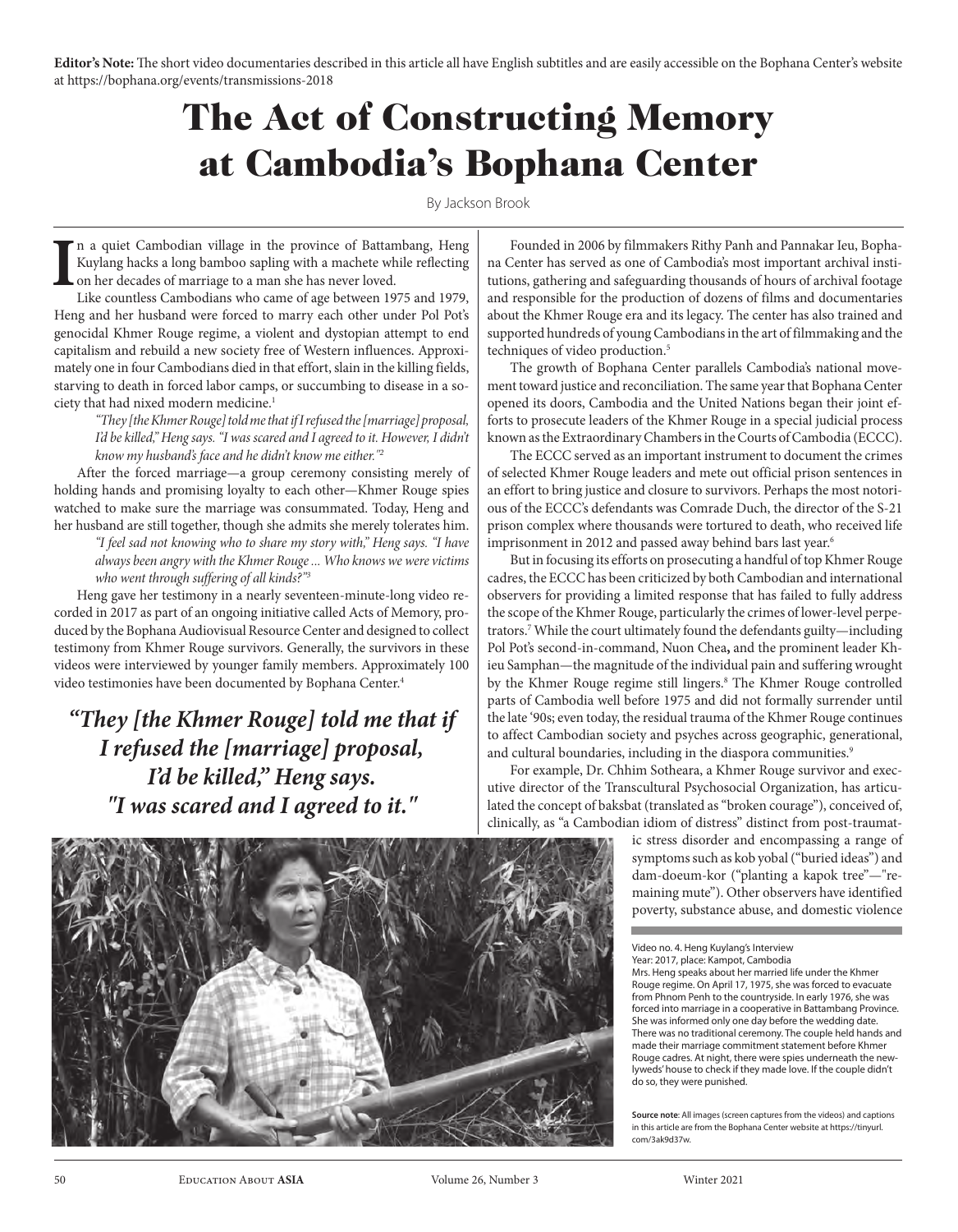**Editor's Note:** The short video documentaries described in this article all have English subtitles and are easily accessible on the Bophana Center's website at https://bophana.org/events/transmissions-2018

# The Act of Constructing Memory at Cambodia's Bophana Center

By Jackson Brook

In a quiet Cambodian village in the province of Battambang, Heng Kuylang hacks a long bamboo sapling with a machete while reflecting on her decades of marriage to a man she has never loved.

Like countless Cambodians who came of age between 1975 and 1979, Heng and her husband were forced to marry each other under Pol Pot's genocidal Khmer Rouge regime, a violent and dystopian attempt to end capitalism and rebuild a new society free of Western influences. Approximately one in four Cambodians died in that effort, slain in the killing fields, starving to death in forced labor camps, or succumbing to disease in a society that had nixed modern medicine.[1]

> *"They [the Khmer Rouge] told me that if I refused the [marriage] proposal, I'd be killed," Heng says. "I was scared and I agreed to it. However, I didn't know my husband's face and he didn't know me either."*[2]

After the forced marriage—a group ceremony consisting merely of holding hands and promising loyalty to each other—Khmer Rouge spies watched to make sure the marriage was consummated. Today, Heng and her husband are still together, though she admits she merely tolerates him.

> *"I feel sad not knowing who to share my story with," Heng says. "I have always been angry with the Khmer Rouge ... Who knows we were victims who went through suffering of all kinds?"*[3]

Heng gave her testimony in a nearly seventeen-minute-long video recorded in 2017 as part of an ongoing initiative called Acts of Memory, produced by the Bophana Audiovisual Resource Center and designed to collect testimony from Khmer Rouge survivors. Generally, the survivors in these videos were interviewed by younger family members. Approximately 100 video testimonies have been documented by Bophana Center.[4]

> ***"They [the Khmer Rouge] told me that if I refused the [marriage] proposal, I'd be killed," Heng says. "I was scared and I agreed to it."***

Founded in 2006 by filmmakers Rithy Panh and Pannakar Ieu, Bophana Center has served as one of Cambodia's most important archival institutions, gathering and safeguarding thousands of hours of archival footage and responsible for the production of dozens of films and documentaries about the Khmer Rouge era and its legacy. The center has also trained and supported hundreds of young Cambodians in the art of filmmaking and the techniques of video production.[5]

The growth of Bophana Center parallels Cambodia's national movement toward justice and reconciliation. The same year that Bophana Center opened its doors, Cambodia and the United Nations began their joint efforts to prosecute leaders of the Khmer Rouge in a special judicial process known as the Extraordinary Chambers in the Courts of Cambodia (ECCC).

The ECCC served as an important instrument to document the crimes of selected Khmer Rouge leaders and mete out official prison sentences in an effort to bring justice and closure to survivors. Perhaps the most notorious of the ECCC's defendants was Comrade Duch, the director of the S-21 prison complex where thousands were tortured to death, who received life imprisonment in 2012 and passed away behind bars last year.[6]

But in focusing its efforts on prosecuting a handful of top Khmer Rouge cadres, the ECCC has been criticized by both Cambodian and international observers for providing a limited response that has failed to fully address the scope of the Khmer Rouge, particularly the crimes of lower-level perpetrators.[7] While the court ultimately found the defendants guilty—including Pol Pot's second-in-command, Nuon Chea, and the prominent leader Khieu Samphan—the magnitude of the individual pain and suffering wrought by the Khmer Rouge regime still lingers.[8] The Khmer Rouge controlled parts of Cambodia well before 1975 and did not formally surrender until the late '90s; even today, the residual trauma of the Khmer Rouge continues to affect Cambodian society and psyches across geographic, generational, and cultural boundaries, including in the diaspora communities.[9]

For example, Dr. Chhim Sotheara, a Khmer Rouge survivor and executive director of the Transcultural Psychosocial Organization, has articulated the concept of baksbat (translated as "broken courage"), conceived of, clinically, as "a Cambodian idiom of distress" distinct from post-traumatic stress disorder and encompassing a range of symptoms such as kob yobal ("buried ideas") and dam-doeum-kor ("planting a kapok tree"—"remaining mute"). Other observers have identified poverty, substance abuse, and domestic violence

Video no. 4. Heng Kuylang's Interview
Year: 2017, place: Kampot, Cambodia
Mrs. Heng speaks about her married life under the Khmer Rouge regime. On April 17, 1975, she was forced to evacuate from Phnom Penh to the countryside. In early 1976, she was forced into marriage in a cooperative in Battambang Province. She was informed only one day before the wedding date. There was no traditional ceremony. The couple held hands and made their marriage commitment statement before Khmer Rouge cadres. At night, there were spies underneath the newlyweds' house to check if they made love. If the couple didn't do so, they were punished.

**Source note**: All images (screen captures from the videos) and captions in this article are from the Bophana Center website at https://tinyurl.com/3ak9d37w.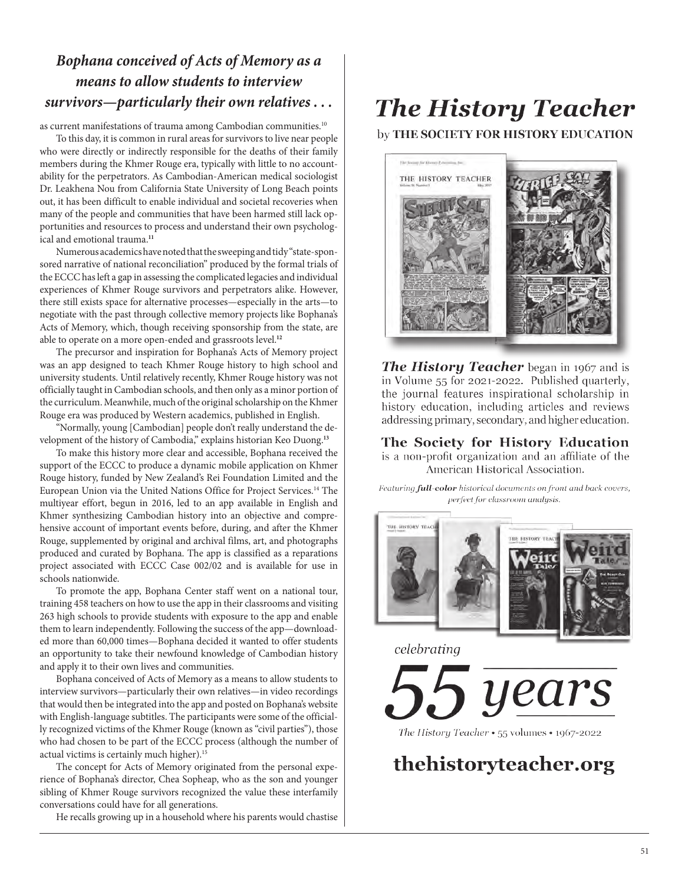***Bophana conceived of Acts of Memory as a means to allow students to interview survivors—particularly their own relatives . . .***

as current manifestations of trauma among Cambodian communities.[10]

To this day, it is common in rural areas for survivors to live near people who were directly or indirectly responsible for the deaths of their family members during the Khmer Rouge era, typically with little to no accountability for the perpetrators. As Cambodian-American medical sociologist Dr. Leakhena Nou from California State University of Long Beach points out, it has been difficult to enable individual and societal recoveries when many of the people and communities that have been harmed still lack opportunities and resources to process and understand their own psychological and emotional trauma.[11]

Numerous academics have noted that the sweeping and tidy "state-sponsored narrative of national reconciliation" produced by the formal trials of the ECCC has left a gap in assessing the complicated legacies and individual experiences of Khmer Rouge survivors and perpetrators alike. However, there still exists space for alternative processes—especially in the arts—to negotiate with the past through collective memory projects like Bophana's Acts of Memory, which, though receiving sponsorship from the state, are able to operate on a more open-ended and grassroots level.[12]

The precursor and inspiration for Bophana's Acts of Memory project was an app designed to teach Khmer Rouge history to high school and university students. Until relatively recently, Khmer Rouge history was not officially taught in Cambodian schools, and then only as a minor portion of the curriculum. Meanwhile, much of the original scholarship on the Khmer Rouge era was produced by Western academics, published in English.

"Normally, young [Cambodian] people don't really understand the development of the history of Cambodia," explains historian Keo Duong.[13]

To make this history more clear and accessible, Bophana received the support of the ECCC to produce a dynamic mobile application on Khmer Rouge history, funded by New Zealand's Rei Foundation Limited and the European Union via the United Nations Office for Project Services.[14] The multiyear effort, begun in 2016, led to an app available in English and Khmer synthesizing Cambodian history into an objective and comprehensive account of important events before, during, and after the Khmer Rouge, supplemented by original and archival films, art, and photographs produced and curated by Bophana. The app is classified as a reparations project associated with ECCC Case 002/02 and is available for use in schools nationwide.

To promote the app, Bophana Center staff went on a national tour, training 458 teachers on how to use the app in their classrooms and visiting 263 high schools to provide students with exposure to the app and enable them to learn independently. Following the success of the app—downloaded more than 60,000 times—Bophana decided it wanted to offer students an opportunity to take their newfound knowledge of Cambodian history and apply it to their own lives and communities.

Bophana conceived of Acts of Memory as a means to allow students to interview survivors—particularly their own relatives—in video recordings that would then be integrated into the app and posted on Bophana's website with English-language subtitles. The participants were some of the officially recognized victims of the Khmer Rouge (known as "civil parties"), those who had chosen to be part of the ECCC process (although the number of actual victims is certainly much higher).[15]

The concept for Acts of Memory originated from the personal experience of Bophana's director, Chea Sopheap, who as the son and younger sibling of Khmer Rouge survivors recognized the value these interfamily conversations could have for all generations.

He recalls growing up in a household where his parents would chastise

# *The History Teacher*

by **THE SOCIETY FOR HISTORY EDUCATION**

***The History Teacher*** began in 1967 and is in Volume 55 for 2021-2022. Published quarterly, the journal features inspirational scholarship in history education, including articles and reviews addressing primary, secondary, and higher education.

**The Society for History Education** is a non-profit organization and an affiliate of the American Historical Association.

*Featuring **full-color** historical documents on front and back covers, perfect for classroom analysis.*

*celebrating*

*55 years*

*The History Teacher* • 55 volumes • 1967-2022

**thehistoryteacher.org**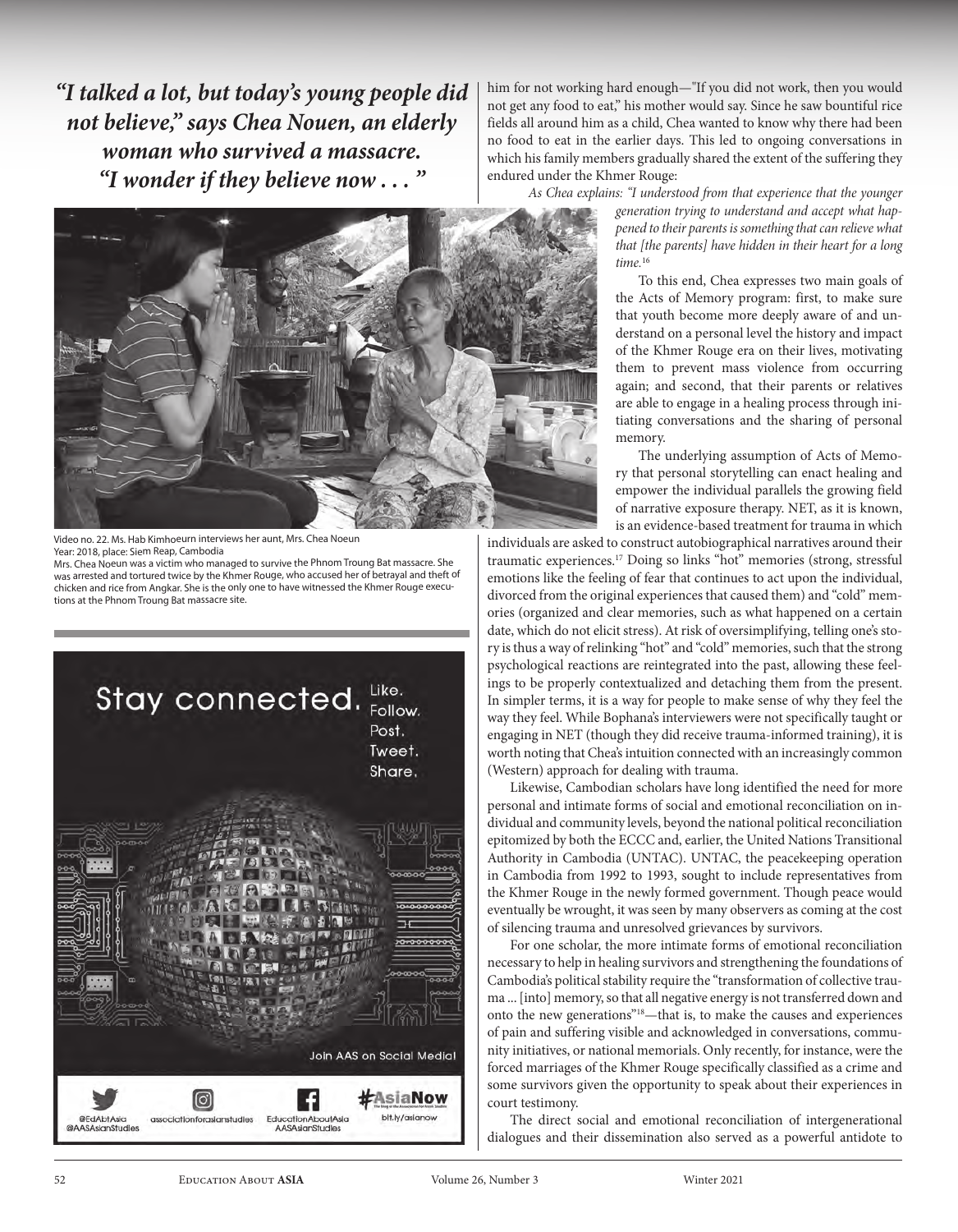*"I talked a lot, but today's young people did not believe," says Chea Nouen, an elderly woman who survived a massacre. "I wonder if they believe now . . . "*

Video no. 22. Ms. Hab Kimhoeurn interviews her aunt, Mrs. Chea Noeun
Year: 2018, place: Siem Reap, Cambodia
Mrs. Chea Noeun was a victim who managed to survive the Phnom Troung Bat massacre. She was arrested and tortured twice by the Khmer Rouge, who accused her of betrayal and theft of chicken and rice from Angkar. She is the only one to have witnessed the Khmer Rouge executions at the Phnom Troung Bat massacre site.

Stay connected. Like. Follow. Post. Tweet. Share.

Join AAS on Social Media!

@EdAbtAsia @AASAsianStudies · associationforasianstudies · EducationAboutAsia AASAsianStudies · #AsiaNow bit.ly/asianow

him for not working hard enough—"If you did not work, then you would not get any food to eat," his mother would say. Since he saw bountiful rice fields all around him as a child, Chea wanted to know why there had been no food to eat in the earlier days. This led to ongoing conversations in which his family members gradually shared the extent of the suffering they endured under the Khmer Rouge:

*As Chea explains: "I understood from that experience that the younger generation trying to understand and accept what happened to their parents is something that can relieve what that [the parents] have hidden in their heart for a long time.*[16]

To this end, Chea expresses two main goals of the Acts of Memory program: first, to make sure that youth become more deeply aware of and understand on a personal level the history and impact of the Khmer Rouge era on their lives, motivating them to prevent mass violence from occurring again; and second, that their parents or relatives are able to engage in a healing process through initiating conversations and the sharing of personal memory.

The underlying assumption of Acts of Memory that personal storytelling can enact healing and empower the individual parallels the growing field of narrative exposure therapy. NET, as it is known, is an evidence-based treatment for trauma in which individuals are asked to construct autobiographical narratives around their traumatic experiences.[17] Doing so links "hot" memories (strong, stressful emotions like the feeling of fear that continues to act upon the individual, divorced from the original experiences that caused them) and "cold" memories (organized and clear memories, such as what happened on a certain date, which do not elicit stress). At risk of oversimplifying, telling one's story is thus a way of relinking "hot" and "cold" memories, such that the strong psychological reactions are reintegrated into the past, allowing these feelings to be properly contextualized and detaching them from the present. In simpler terms, it is a way for people to make sense of why they feel the way they feel. While Bophana's interviewers were not specifically taught or engaging in NET (though they did receive trauma-informed training), it is worth noting that Chea's intuition connected with an increasingly common (Western) approach for dealing with trauma.

Likewise, Cambodian scholars have long identified the need for more personal and intimate forms of social and emotional reconciliation on individual and community levels, beyond the national political reconciliation epitomized by both the ECCC and, earlier, the United Nations Transitional Authority in Cambodia (UNTAC). UNTAC, the peacekeeping operation in Cambodia from 1992 to 1993, sought to include representatives from the Khmer Rouge in the newly formed government. Though peace would eventually be wrought, it was seen by many observers as coming at the cost of silencing trauma and unresolved grievances by survivors.

For one scholar, the more intimate forms of emotional reconciliation necessary to help in healing survivors and strengthening the foundations of Cambodia's political stability require the "transformation of collective trauma ... [into] memory, so that all negative energy is not transferred down and onto the new generations"[18]—that is, to make the causes and experiences of pain and suffering visible and acknowledged in conversations, community initiatives, or national memorials. Only recently, for instance, were the forced marriages of the Khmer Rouge specifically classified as a crime and some survivors given the opportunity to speak about their experiences in court testimony.

The direct social and emotional reconciliation of intergenerational dialogues and their dissemination also served as a powerful antidote to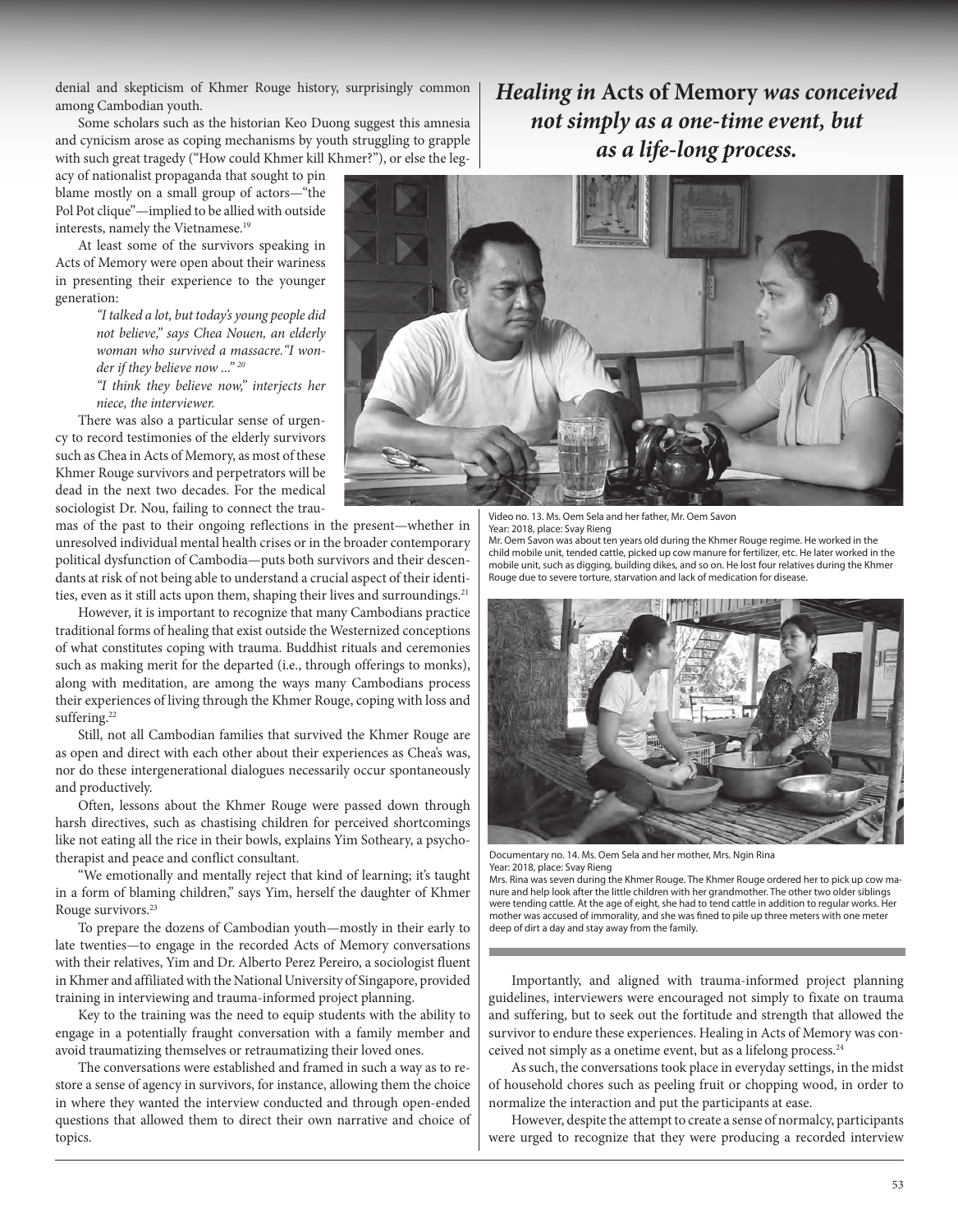denial and skepticism of Khmer Rouge history, surprisingly common among Cambodian youth.

Some scholars such as the historian Keo Duong suggest this amnesia and cynicism arose as coping mechanisms by youth struggling to grapple with such great tragedy ("How could Khmer kill Khmer?"), or else the legacy of nationalist propaganda that sought to pin blame mostly on a small group of actors—"the Pol Pot clique"—implied to be allied with outside interests, namely the Vietnamese.[19]

At least some of the survivors speaking in Acts of Memory were open about their wariness in presenting their experience to the younger generation:

> *"I talked a lot, but today's young people did not believe," says Chea Nouen, an elderly woman who survived a massacre. "I wonder if they believe now ..."*[20]
>
> *"I think they believe now," interjects her niece, the interviewer.*

There was also a particular sense of urgency to record testimonies of the elderly survivors such as Chea in Acts of Memory, as most of these Khmer Rouge survivors and perpetrators will be dead in the next two decades. For the medical sociologist Dr. Nou, failing to connect the traumas of the past to their ongoing reflections in the present—whether in unresolved individual mental health crises or in the broader contemporary political dysfunction of Cambodia—puts both survivors and their descendants at risk of not being able to understand a crucial aspect of their identities, even as it still acts upon them, shaping their lives and surroundings.[21]

However, it is important to recognize that many Cambodians practice traditional forms of healing that exist outside the Westernized conceptions of what constitutes coping with trauma. Buddhist rituals and ceremonies such as making merit for the departed (i.e., through offerings to monks), along with meditation, are among the ways many Cambodians process their experiences of living through the Khmer Rouge, coping with loss and suffering.[22]

Still, not all Cambodian families that survived the Khmer Rouge are as open and direct with each other about their experiences as Chea's was, nor do these intergenerational dialogues necessarily occur spontaneously and productively.

Often, lessons about the Khmer Rouge were passed down through harsh directives, such as chastising children for perceived shortcomings like not eating all the rice in their bowls, explains Yim Sotheary, a psychotherapist and peace and conflict consultant.

"We emotionally and mentally reject that kind of learning; it's taught in a form of blaming children," says Yim, herself the daughter of Khmer Rouge survivors.[23]

To prepare the dozens of Cambodian youth—mostly in their early to late twenties—to engage in the recorded Acts of Memory conversations with their relatives, Yim and Dr. Alberto Perez Pereiro, a sociologist fluent in Khmer and affiliated with the National University of Singapore, provided training in interviewing and trauma-informed project planning.

Key to the training was the need to equip students with the ability to engage in a potentially fraught conversation with a family member and avoid traumatizing themselves or retraumatizing their loved ones.

The conversations were established and framed in such a way as to restore a sense of agency in survivors, for instance, allowing them the choice in where they wanted the interview conducted and through open-ended questions that allowed them to direct their own narrative and choice of topics.

***Healing in* Acts of Memory *was conceived not simply as a one-time event, but as a life-long process.***

Video no. 13. Ms. Oem Sela and her father, Mr. Oem Savon
Year: 2018, place: Svay Rieng
Mr. Oem Savon was about ten years old during the Khmer Rouge regime. He worked in the child mobile unit, tended cattle, picked up cow manure for fertilizer, etc. He later worked in the mobile unit, such as digging, building dikes, and so on. He lost four relatives during the Khmer Rouge due to severe torture, starvation and lack of medication for disease.

Documentary no. 14. Ms. Oem Sela and her mother, Mrs. Ngin Rina
Year: 2018, place: Svay Rieng
Mrs. Rina was seven during the Khmer Rouge. The Khmer Rouge ordered her to pick up cow manure and help look after the little children with her grandmother. The other two older siblings were tending cattle. At the age of eight, she had to tend cattle in addition to regular works. Her mother was accused of immorality, and she was fined to pile up three meters with one meter deep of dirt a day and stay away from the family.

Importantly, and aligned with trauma-informed project planning guidelines, interviewers were encouraged not simply to fixate on trauma and suffering, but to seek out the fortitude and strength that allowed the survivor to endure these experiences. Healing in Acts of Memory was conceived not simply as a onetime event, but as a lifelong process.[24]

As such, the conversations took place in everyday settings, in the midst of household chores such as peeling fruit or chopping wood, in order to normalize the interaction and put the participants at ease.

However, despite the attempt to create a sense of normalcy, participants were urged to recognize that they were producing a recorded interview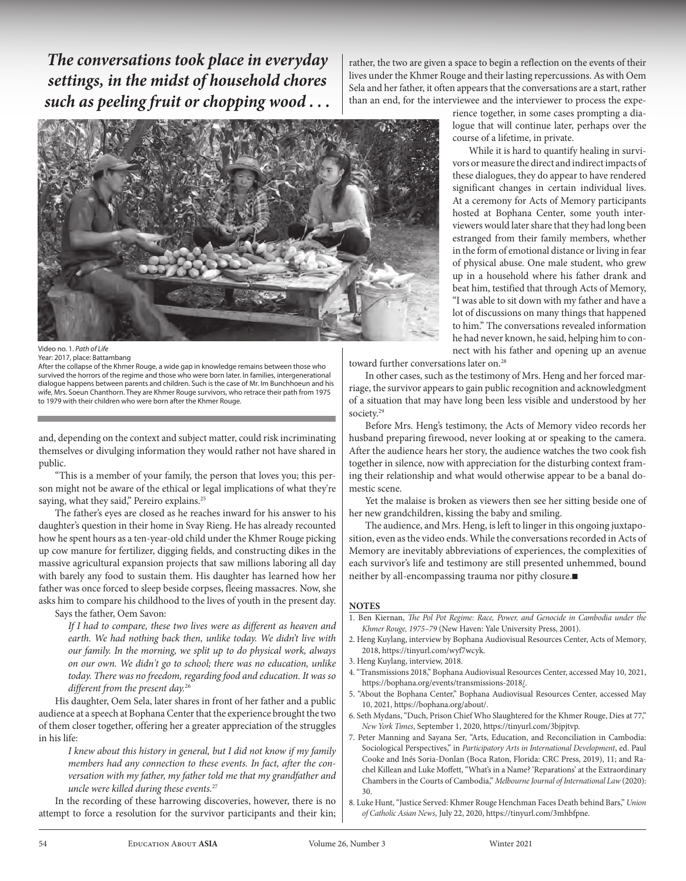***The conversations took place in everyday settings, in the midst of household chores such as peeling fruit or chopping wood . . .***

Video no. 1. *Path of Life*
Year: 2017, place: Battambang
After the collapse of the Khmer Rouge, a wide gap in knowledge remains between those who survived the horrors of the regime and those who were born later. In families, intergenerational dialogue happens between parents and children. Such is the case of Mr. Im Bunchhoeun and his wife, Mrs. Soeun Chanthorn. They are Khmer Rouge survivors, who retrace their path from 1975 to 1979 with their children who were born after the Khmer Rouge.

and, depending on the context and subject matter, could risk incriminating themselves or divulging information they would rather not have shared in public.

"This is a member of your family, the person that loves you; this person might not be aware of the ethical or legal implications of what they're saying, what they said," Pereiro explains.[25]

The father's eyes are closed as he reaches inward for his answer to his daughter's question in their home in Svay Rieng. He has already recounted how he spent hours as a ten-year-old child under the Khmer Rouge picking up cow manure for fertilizer, digging fields, and constructing dikes in the massive agricultural expansion projects that saw millions laboring all day with barely any food to sustain them. His daughter has learned how her father was once forced to sleep beside corpses, fleeing massacres. Now, she asks him to compare his childhood to the lives of youth in the present day.

Says the father, Oem Savon:

> *If I had to compare, these two lives were as different as heaven and earth. We had nothing back then, unlike today. We didn't live with our family. In the morning, we split up to do physical work, always on our own. We didn't go to school; there was no education, unlike today. There was no freedom, regarding food and education. It was so different from the present day.*[26]

His daughter, Oem Sela, later shares in front of her father and a public audience at a speech at Bophana Center that the experience brought the two of them closer together, offering her a greater appreciation of the struggles in his life:

> *I knew about this history in general, but I did not know if my family members had any connection to these events. In fact, after the conversation with my father, my father told me that my grandfather and uncle were killed during these events.*[27]

In the recording of these harrowing discoveries, however, there is no attempt to force a resolution for the survivor participants and their kin; rather, the two are given a space to begin a reflection on the events of their lives under the Khmer Rouge and their lasting repercussions. As with Oem Sela and her father, it often appears that the conversations are a start, rather than an end, for the interviewee and the interviewer to process the experience together, in some cases prompting a dialogue that will continue later, perhaps over the course of a lifetime, in private.

While it is hard to quantify healing in survivors or measure the direct and indirect impacts of these dialogues, they do appear to have rendered significant changes in certain individual lives. At a ceremony for Acts of Memory participants hosted at Bophana Center, some youth interviewers would later share that they had long been estranged from their family members, whether in the form of emotional distance or living in fear of physical abuse. One male student, who grew up in a household where his father drank and beat him, testified that through Acts of Memory, "I was able to sit down with my father and have a lot of discussions on many things that happened to him." The conversations revealed information he had never known, he said, helping him to connect with his father and opening up an avenue toward further conversations later on.[28]

In other cases, such as the testimony of Mrs. Heng and her forced marriage, the survivor appears to gain public recognition and acknowledgment of a situation that may have long been less visible and understood by her society.[29]

Before Mrs. Heng's testimony, the Acts of Memory video records her husband preparing firewood, never looking at or speaking to the camera. After the audience hears her story, the audience watches the two cook fish together in silence, now with appreciation for the disturbing context framing their relationship and what would otherwise appear to be a banal domestic scene.

Yet the malaise is broken as viewers then see her sitting beside one of her new grandchildren, kissing the baby and smiling.

The audience, and Mrs. Heng, is left to linger in this ongoing juxtaposition, even as the video ends. While the conversations recorded in Acts of Memory are inevitably abbreviations of experiences, the complexities of each survivor's life and testimony are still presented unhemmed, bound neither by all-encompassing trauma nor pithy closure.■

## NOTES

1. Ben Kiernan, *The Pol Pot Regime: Race, Power, and Genocide in Cambodia under the Khmer Rouge, 1975–79* (New Haven: Yale University Press, 2001).
2. Heng Kuylang, interview by Bophana Audiovisual Resources Center, Acts of Memory, 2018, https://tinyurl.com/wyf7wcyk.
3. Heng Kuylang, interview, 2018.
4. "Transmissions 2018," Bophana Audiovisual Resources Center, accessed May 10, 2021, https://bophana.org/events/transmissions-2018/.
5. "About the Bophana Center," Bophana Audiovisual Resources Center, accessed May 10, 2021, https://bophana.org/about/.
6. Seth Mydans, "Duch, Prison Chief Who Slaughtered for the Khmer Rouge, Dies at 77," *New York Times*, September 1, 2020, https://tinyurl.com/3bjpjtvp.
7. Peter Manning and Sayana Ser, "Arts, Education, and Reconciliation in Cambodia: Sociological Perspectives," in *Participatory Arts in International Development*, ed. Paul Cooke and Inés Soria-Donlan (Boca Raton, Florida: CRC Press, 2019), 11; and Rachel Killean and Luke Moffett, "What's in a Name? 'Reparations' at the Extraordinary Chambers in the Courts of Cambodia," *Melbourne Journal of International Law* (2020): 30.
8. Luke Hunt, "Justice Served: Khmer Rouge Henchman Faces Death behind Bars," *Union of Catholic Asian News*, July 22, 2020, https://tinyurl.com/3mhbfpne.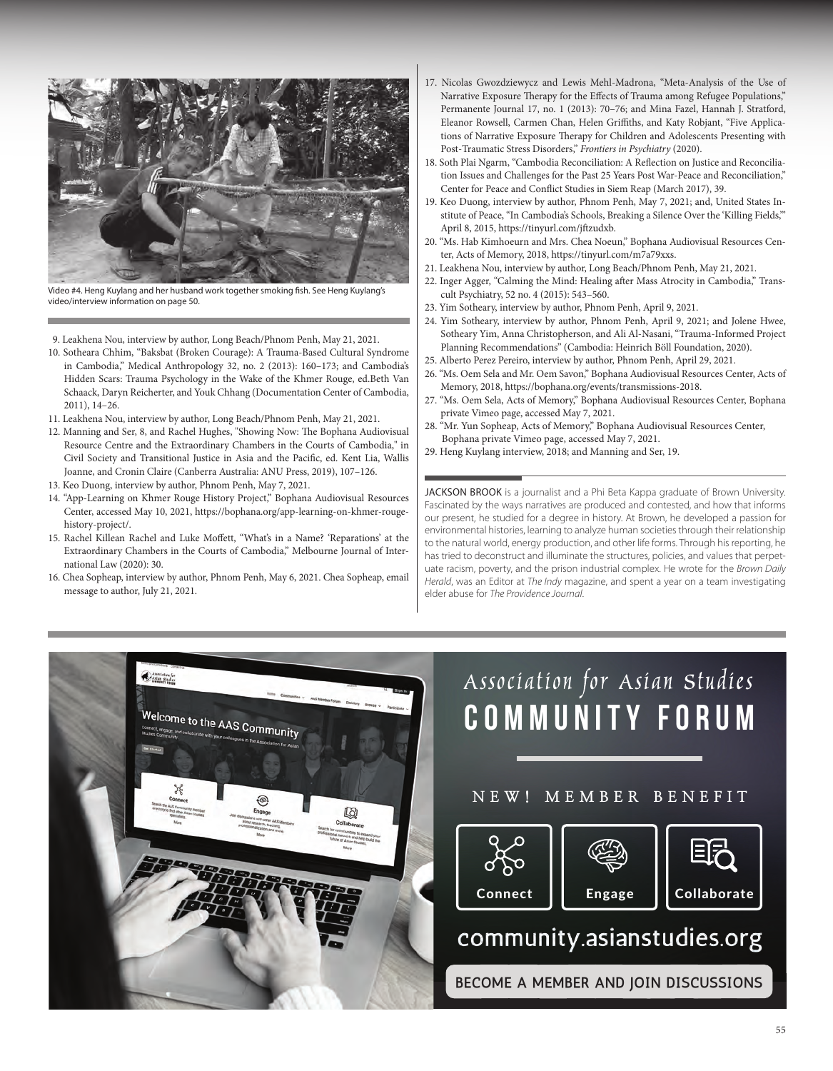Video #4. Heng Kuylang and her husband work together smoking fish. See Heng Kuylang's video/interview information on page 50.

9. Leakhena Nou, interview by author, Long Beach/Phnom Penh, May 21, 2021.
10. Sotheara Chhim, "Baksbat (Broken Courage): A Trauma-Based Cultural Syndrome in Cambodia," Medical Anthropology 32, no. 2 (2013): 160–173; and Cambodia's Hidden Scars: Trauma Psychology in the Wake of the Khmer Rouge, ed.Beth Van Schaack, Daryn Reicherter, and Youk Chhang (Documentation Center of Cambodia, 2011), 14–26.
11. Leakhena Nou, interview by author, Long Beach/Phnom Penh, May 21, 2021.
12. Manning and Ser, 8, and Rachel Hughes, "Showing Now: The Bophana Audiovisual Resource Centre and the Extraordinary Chambers in the Courts of Cambodia," in Civil Society and Transitional Justice in Asia and the Pacific, ed. Kent Lia, Wallis Joanne, and Cronin Claire (Canberra Australia: ANU Press, 2019), 107–126.
13. Keo Duong, interview by author, Phnom Penh, May 7, 2021.
14. "App-Learning on Khmer Rouge History Project," Bophana Audiovisual Resources Center, accessed May 10, 2021, https://bophana.org/app-learning-on-khmer-rouge-history-project/.
15. Rachel Killean Rachel and Luke Moffett, "What's in a Name? 'Reparations' at the Extraordinary Chambers in the Courts of Cambodia," Melbourne Journal of International Law (2020): 30.
16. Chea Sopheap, interview by author, Phnom Penh, May 6, 2021. Chea Sopheap, email message to author, July 21, 2021.
17. Nicolas Gwozdziewycz and Lewis Mehl-Madrona, "Meta-Analysis of the Use of Narrative Exposure Therapy for the Effects of Trauma among Refugee Populations," Permanente Journal 17, no. 1 (2013): 70–76; and Mina Fazel, Hannah J. Stratford, Eleanor Rowsell, Carmen Chan, Helen Griffiths, and Katy Robjant, "Five Applications of Narrative Exposure Therapy for Children and Adolescents Presenting with Post-Traumatic Stress Disorders," *Frontiers in Psychiatry* (2020).
18. Soth Plai Ngarm, "Cambodia Reconciliation: A Reflection on Justice and Reconciliation Issues and Challenges for the Past 25 Years Post War-Peace and Reconciliation," Center for Peace and Conflict Studies in Siem Reap (March 2017), 39.
19. Keo Duong, interview by author, Phnom Penh, May 7, 2021; and, United States Institute of Peace, "In Cambodia's Schools, Breaking a Silence Over the 'Killing Fields,'" April 8, 2015, https://tinyurl.com/jftzudxb.
20. "Ms. Hab Kimhoeurn and Mrs. Chea Noeun," Bophana Audiovisual Resources Center, Acts of Memory, 2018, https://tinyurl.com/m7a79xxs.
21. Leakhena Nou, interview by author, Long Beach/Phnom Penh, May 21, 2021.
22. Inger Agger, "Calming the Mind: Healing after Mass Atrocity in Cambodia," Transcult Psychiatry, 52 no. 4 (2015): 543–560.
23. Yim Sotheary, interview by author, Phnom Penh, April 9, 2021.
24. Yim Sotheary, interview by author, Phnom Penh, April 9, 2021; and Jolene Hwee, Sotheary Yim, Anna Christopherson, and Ali Al-Nasani, "Trauma-Informed Project Planning Recommendations" (Cambodia: Heinrich Böll Foundation, 2020).
25. Alberto Perez Pereiro, interview by author, Phnom Penh, April 29, 2021.
26. "Ms. Oem Sela and Mr. Oem Savon," Bophana Audiovisual Resources Center, Acts of Memory, 2018, https://bophana.org/events/transmissions-2018.
27. "Ms. Oem Sela, Acts of Memory," Bophana Audiovisual Resources Center, Bophana private Vimeo page, accessed May 7, 2021.
28. "Mr. Yun Sopheap, Acts of Memory," Bophana Audiovisual Resources Center, Bophana private Vimeo page, accessed May 7, 2021.
29. Heng Kuylang interview, 2018; and Manning and Ser, 19.

JACKSON BROOK is a journalist and a Phi Beta Kappa graduate of Brown University. Fascinated by the ways narratives are produced and contested, and how that informs our present, he studied for a degree in history. At Brown, he developed a passion for environmental histories, learning to analyze human societies through their relationship to the natural world, energy production, and other life forms. Through his reporting, he has tried to deconstruct and illuminate the structures, policies, and values that perpetuate racism, poverty, and the prison industrial complex. He wrote for the *Brown Daily Herald*, was an Editor at *The Indy* magazine, and spent a year on a team investigating elder abuse for *The Providence Journal*.

Association for Asian Studies
COMMUNITY FORUM

NEW! MEMBER BENEFIT

Connect
Engage
Collaborate

community.asianstudies.org

BECOME A MEMBER AND JOIN DISCUSSIONS